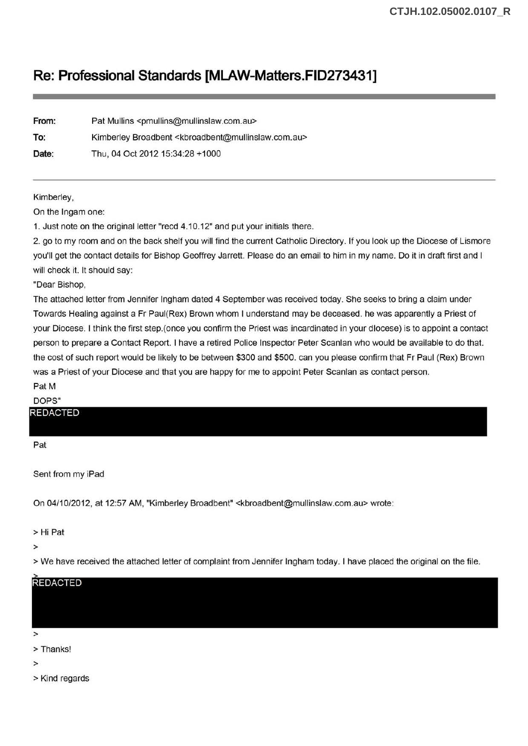# Re: Professional Standards [MLAW-Matters.FID273431]

**From:** Pat Mullins <pmullins@mullinslaw.com.au>

**To:** Kimberley Broadbent <kbroadbent@mullinslaw.com.au>

**Date:** Thu, 04 Oct 2012 15:34:28 +1000

---

Kimberley,

On the Ingam one:

1. Just note on the original letter "recd 4.10.12" and put your initials there.
2. go to my room and on the back shelf you will find the current Catholic Directory. If you look up the Diocese of Lismore you'll get the contact details for Bishop Geoffrey Jarrett. Please do an email to him in my name. Do it in draft first and I will check it. It should say:

"Dear Bishop,

The attached letter from Jennifer Ingham dated 4 September was received today. She seeks to bring a claim under Towards Healing against a Fr Paul(Rex) Brown whom I understand may be deceased. he was apparently a Priest of your Diocese. I think the first step.(once you confirm the Priest was incardinated in your diocese) is to appoint a contact person to prepare a Contact Report. I have a retired Police Inspector Peter Scanlan who would be available to do that. the cost of such report would be likely to be between $300 and $500. can you please confirm that Fr Paul (Rex) Brown was a Priest of your Diocese and that you are happy for me to appoint Peter Scanlan as contact person.

Pat M

DOPS"

REDACTED

Pat

Sent from my iPad

On 04/10/2012, at 12:57 AM, "Kimberley Broadbent" <kbroadbent@mullinslaw.com.au> wrote:

> Hi Pat
>
> We have received the attached letter of complaint from Jennifer Ingham today. I have placed the original on the file.
>

REDACTED

>
> Thanks!
>
> Kind regards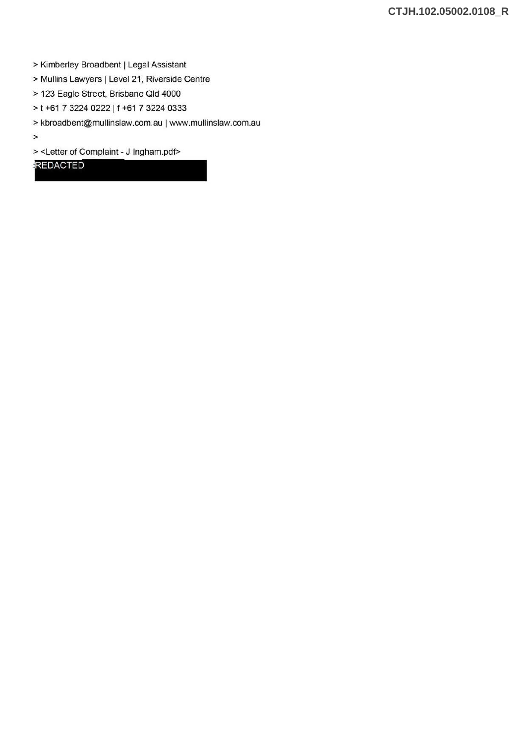> Kimberley Broadbent | Legal Assistant
> Mullins Lawyers | Level 21, Riverside Centre
> 123 Eagle Street, Brisbane Qld 4000
> t +61 7 3224 0222 | f +61 7 3224 0333
> kbroadbent@mullinslaw.com.au | www.mullinslaw.com.au
>
> <Letter of Complaint - J Ingham.pdf>

REDACTED